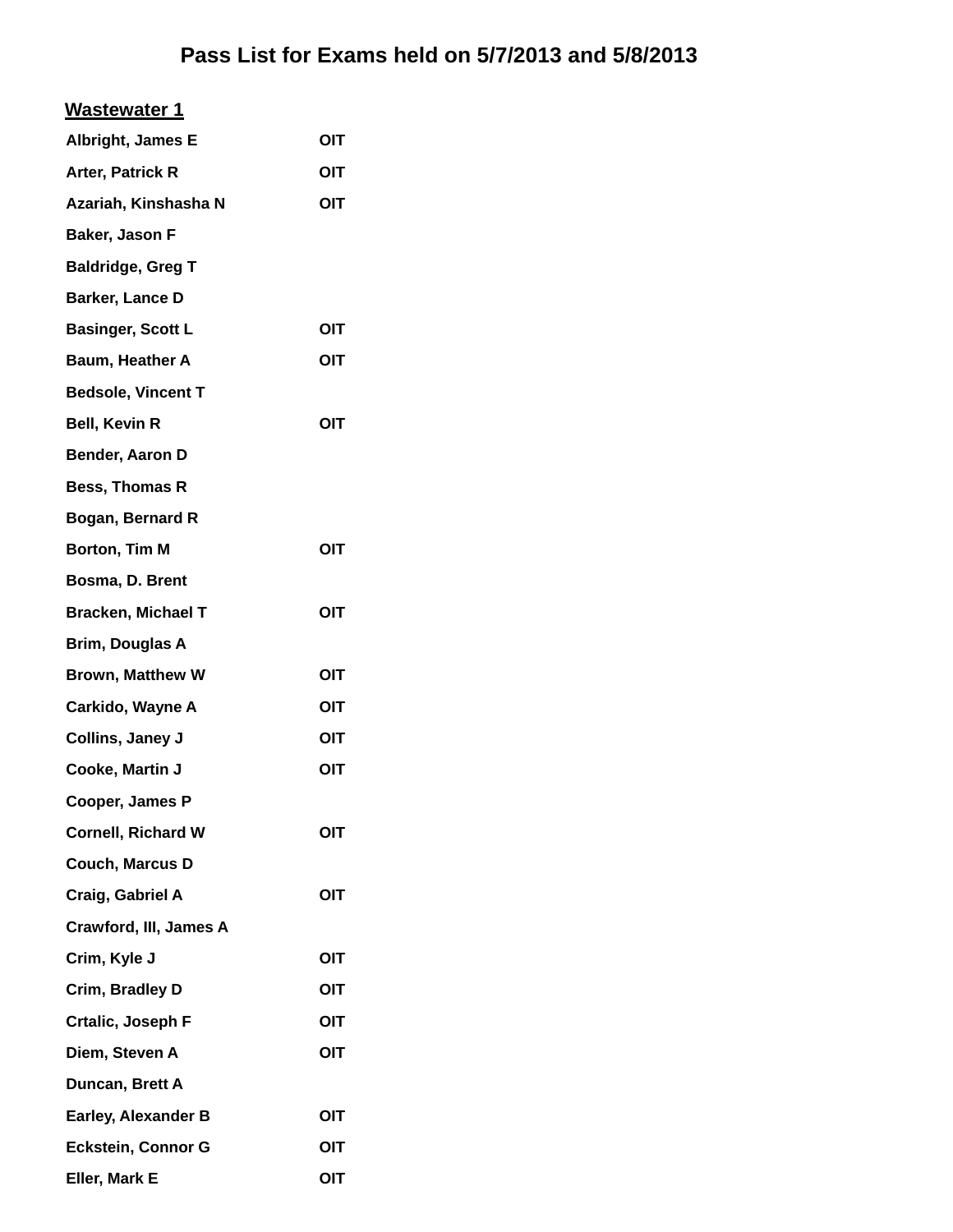# Pass List for Exams held on 5/7/2013 and 5/8/2013

## Wastewater 1

| Name | |
|---|---|
| Albright, James E | OIT |
| Arter, Patrick R | OIT |
| Azariah, Kinshasha N | OIT |
| Baker, Jason F | |
| Baldridge, Greg T | |
| Barker, Lance D | |
| Basinger, Scott L | OIT |
| Baum, Heather A | OIT |
| Bedsole, Vincent T | |
| Bell, Kevin R | OIT |
| Bender, Aaron D | |
| Bess, Thomas R | |
| Bogan, Bernard R | |
| Borton, Tim M | OIT |
| Bosma, D. Brent | |
| Bracken, Michael T | OIT |
| Brim, Douglas A | |
| Brown, Matthew W | OIT |
| Carkido, Wayne A | OIT |
| Collins, Janey J | OIT |
| Cooke, Martin J | OIT |
| Cooper, James P | |
| Cornell, Richard W | OIT |
| Couch, Marcus D | |
| Craig, Gabriel A | OIT |
| Crawford, III, James A | |
| Crim, Kyle J | OIT |
| Crim, Bradley D | OIT |
| Crtalic, Joseph F | OIT |
| Diem, Steven A | OIT |
| Duncan, Brett A | |
| Earley, Alexander B | OIT |
| Eckstein, Connor G | OIT |
| Eller, Mark E | OIT |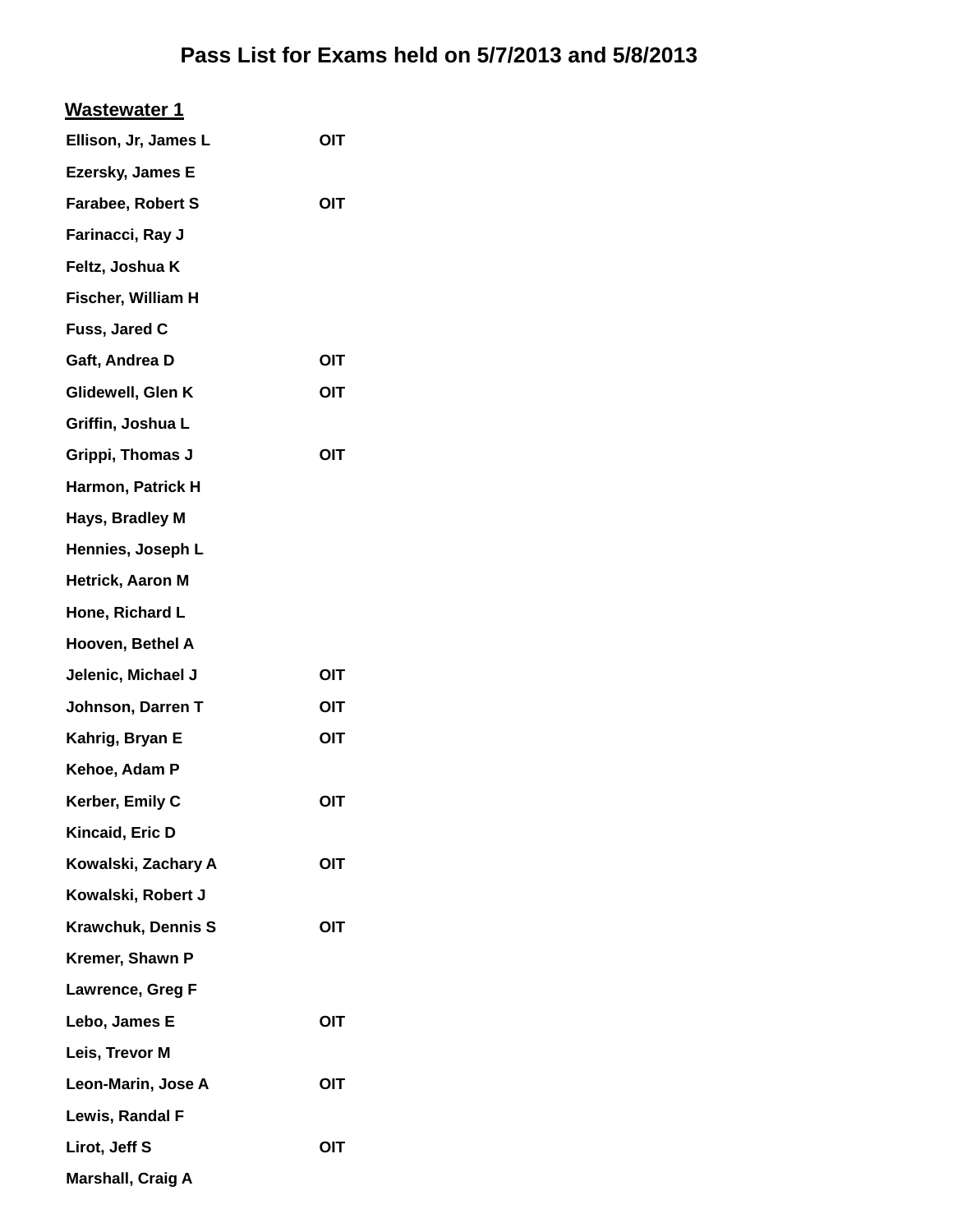# Pass List for Exams held on 5/7/2013 and 5/8/2013

## Wastewater 1

| Name | |
|---|---|
| Ellison, Jr, James L | OIT |
| Ezersky, James E | |
| Farabee, Robert S | OIT |
| Farinacci, Ray J | |
| Feltz, Joshua K | |
| Fischer, William H | |
| Fuss, Jared C | |
| Gaft, Andrea D | OIT |
| Glidewell, Glen K | OIT |
| Griffin, Joshua L | |
| Grippi, Thomas J | OIT |
| Harmon, Patrick H | |
| Hays, Bradley M | |
| Hennies, Joseph L | |
| Hetrick, Aaron M | |
| Hone, Richard L | |
| Hooven, Bethel A | |
| Jelenic, Michael J | OIT |
| Johnson, Darren T | OIT |
| Kahrig, Bryan E | OIT |
| Kehoe, Adam P | |
| Kerber, Emily C | OIT |
| Kincaid, Eric D | |
| Kowalski, Zachary A | OIT |
| Kowalski, Robert J | |
| Krawchuk, Dennis S | OIT |
| Kremer, Shawn P | |
| Lawrence, Greg F | |
| Lebo, James E | OIT |
| Leis, Trevor M | |
| Leon-Marin, Jose A | OIT |
| Lewis, Randal F | |
| Lirot, Jeff S | OIT |
| Marshall, Craig A | |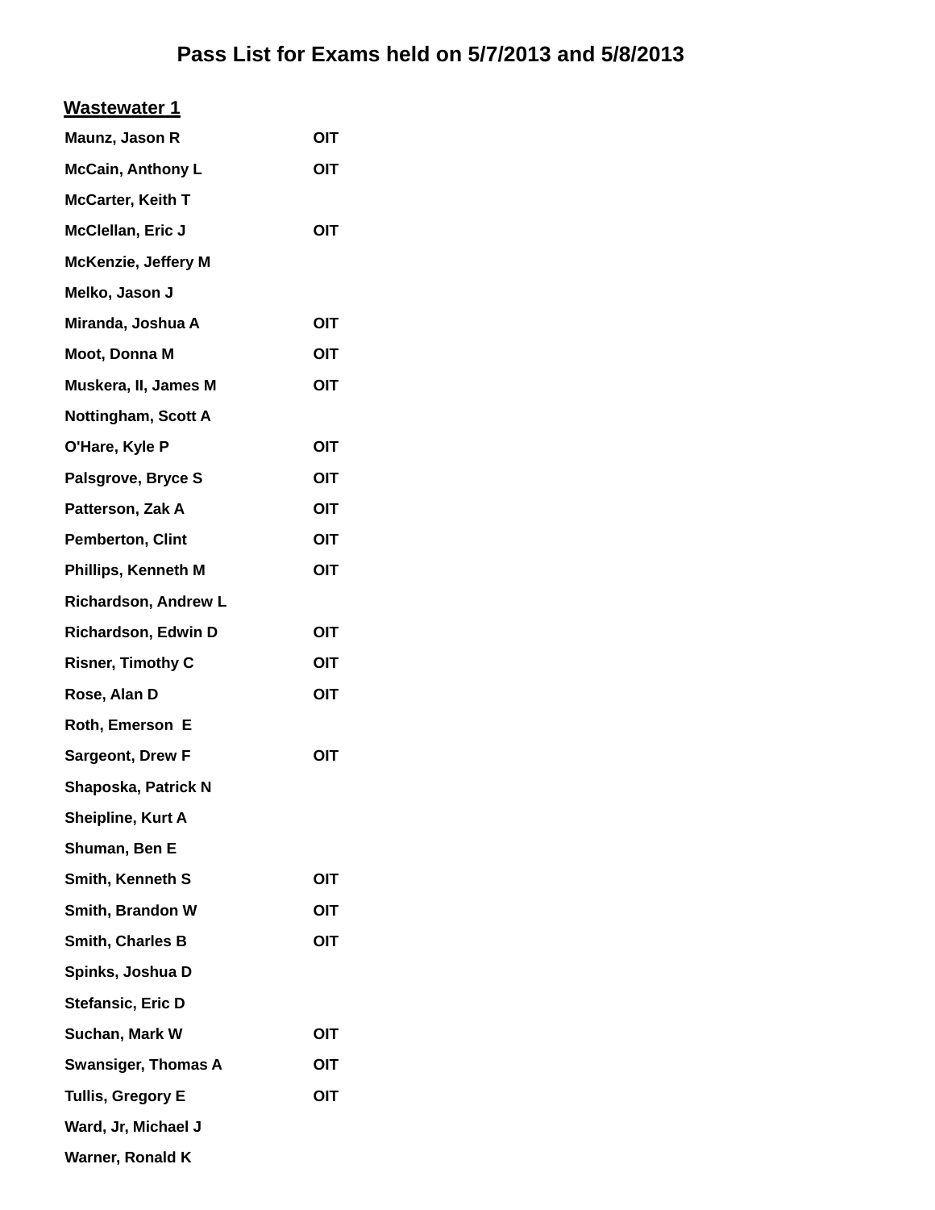# Pass List for Exams held on 5/7/2013 and 5/8/2013

## Wastewater 1

| Name | |
|---|---|
| Maunz, Jason R | OIT |
| McCain, Anthony L | OIT |
| McCarter, Keith T | |
| McClellan, Eric J | OIT |
| McKenzie, Jeffery M | |
| Melko, Jason J | |
| Miranda, Joshua A | OIT |
| Moot, Donna M | OIT |
| Muskera, II, James M | OIT |
| Nottingham, Scott A | |
| O'Hare, Kyle P | OIT |
| Palsgrove, Bryce S | OIT |
| Patterson, Zak A | OIT |
| Pemberton, Clint | OIT |
| Phillips, Kenneth M | OIT |
| Richardson, Andrew L | |
| Richardson, Edwin D | OIT |
| Risner, Timothy C | OIT |
| Rose, Alan D | OIT |
| Roth, Emerson E | |
| Sargeont, Drew F | OIT |
| Shaposka, Patrick N | |
| Sheipline, Kurt A | |
| Shuman, Ben E | |
| Smith, Kenneth S | OIT |
| Smith, Brandon W | OIT |
| Smith, Charles B | OIT |
| Spinks, Joshua D | |
| Stefansic, Eric D | |
| Suchan, Mark W | OIT |
| Swansiger, Thomas A | OIT |
| Tullis, Gregory E | OIT |
| Ward, Jr, Michael J | |
| Warner, Ronald K | |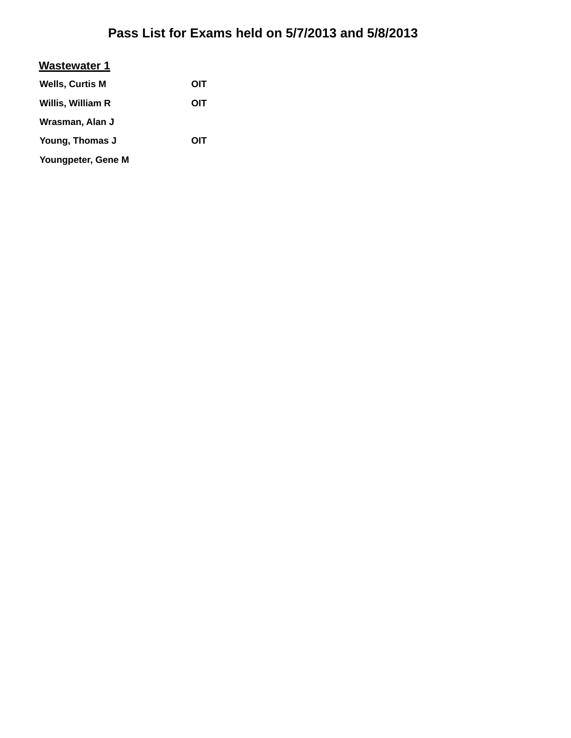# Pass List for Exams held on 5/7/2013 and 5/8/2013

## Wastewater 1

| | |
|---|---|
| **Wells, Curtis M** | **OIT** |
| **Willis, William R** | **OIT** |
| **Wrasman, Alan J** | |
| **Young, Thomas J** | **OIT** |
| **Youngpeter, Gene M** | |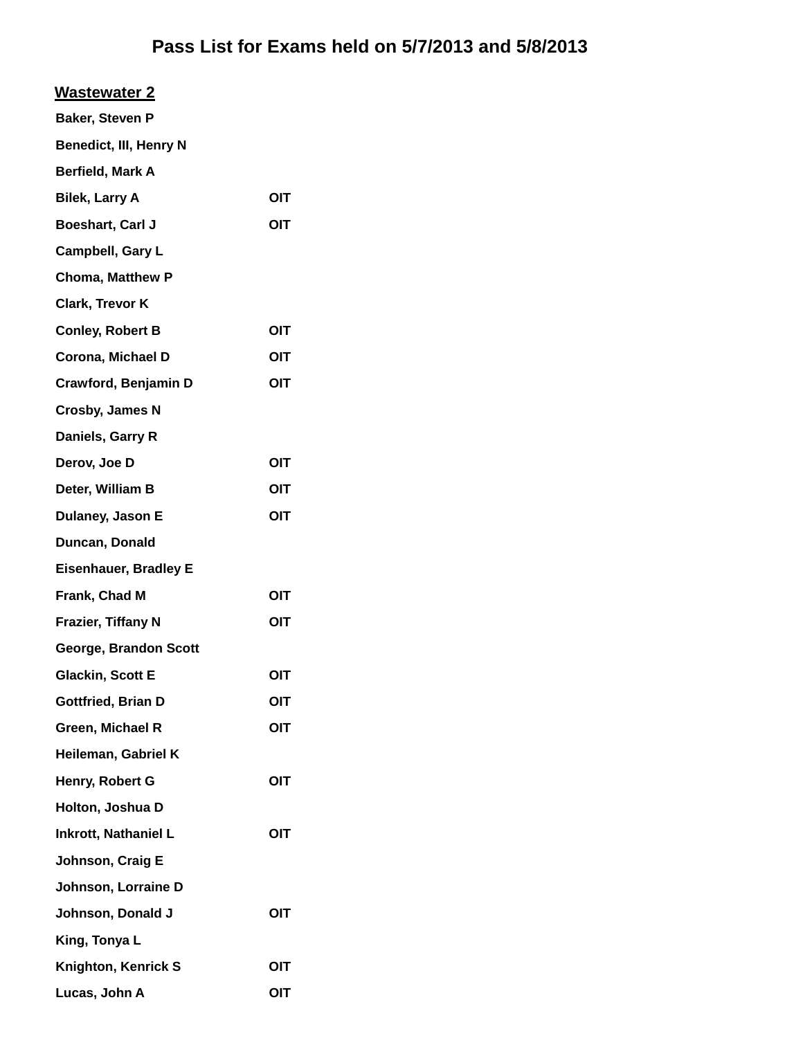# Pass List for Exams held on 5/7/2013 and 5/8/2013

## Wastewater 2

| Name | |
|---|---|
| Baker, Steven P | |
| Benedict, III, Henry N | |
| Berfield, Mark A | |
| Bilek, Larry A | OIT |
| Boeshart, Carl J | OIT |
| Campbell, Gary L | |
| Choma, Matthew P | |
| Clark, Trevor K | |
| Conley, Robert B | OIT |
| Corona, Michael D | OIT |
| Crawford, Benjamin D | OIT |
| Crosby, James N | |
| Daniels, Garry R | |
| Derov, Joe D | OIT |
| Deter, William B | OIT |
| Dulaney, Jason E | OIT |
| Duncan, Donald | |
| Eisenhauer, Bradley E | |
| Frank, Chad M | OIT |
| Frazier, Tiffany N | OIT |
| George, Brandon Scott | |
| Glackin, Scott E | OIT |
| Gottfried, Brian D | OIT |
| Green, Michael R | OIT |
| Heileman, Gabriel K | |
| Henry, Robert G | OIT |
| Holton, Joshua D | |
| Inkrott, Nathaniel L | OIT |
| Johnson, Craig E | |
| Johnson, Lorraine D | |
| Johnson, Donald J | OIT |
| King, Tonya L | |
| Knighton, Kenrick S | OIT |
| Lucas, John A | OIT |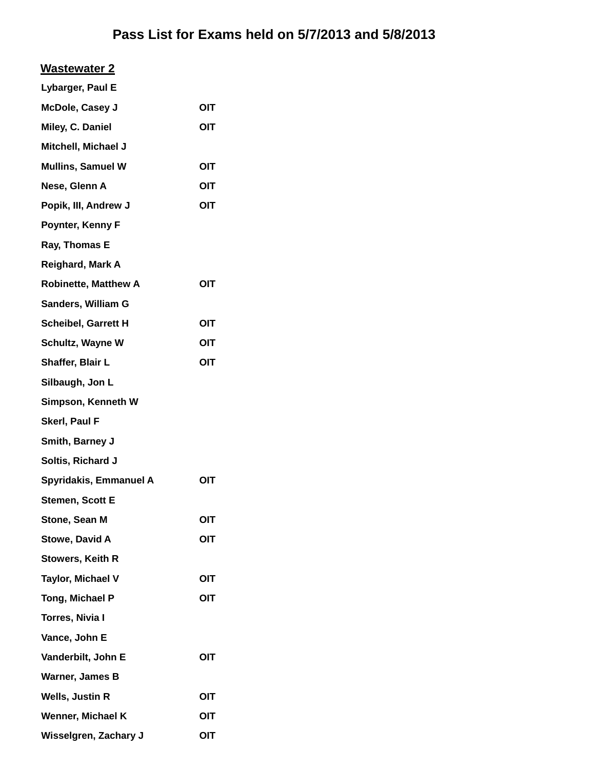# Pass List for Exams held on 5/7/2013 and 5/8/2013

## Wastewater 2

| Name | |
|---|---|
| Lybarger, Paul E | |
| McDole, Casey J | OIT |
| Miley, C. Daniel | OIT |
| Mitchell, Michael J | |
| Mullins, Samuel W | OIT |
| Nese, Glenn A | OIT |
| Popik, III, Andrew J | OIT |
| Poynter, Kenny F | |
| Ray, Thomas E | |
| Reighard, Mark A | |
| Robinette, Matthew A | OIT |
| Sanders, William G | |
| Scheibel, Garrett H | OIT |
| Schultz, Wayne W | OIT |
| Shaffer, Blair L | OIT |
| Silbaugh, Jon L | |
| Simpson, Kenneth W | |
| Skerl, Paul F | |
| Smith, Barney J | |
| Soltis, Richard J | |
| Spyridakis, Emmanuel A | OIT |
| Stemen, Scott E | |
| Stone, Sean M | OIT |
| Stowe, David A | OIT |
| Stowers, Keith R | |
| Taylor, Michael V | OIT |
| Tong, Michael P | OIT |
| Torres, Nivia I | |
| Vance, John E | |
| Vanderbilt, John E | OIT |
| Warner, James B | |
| Wells, Justin R | OIT |
| Wenner, Michael K | OIT |
| Wisselgren, Zachary J | OIT |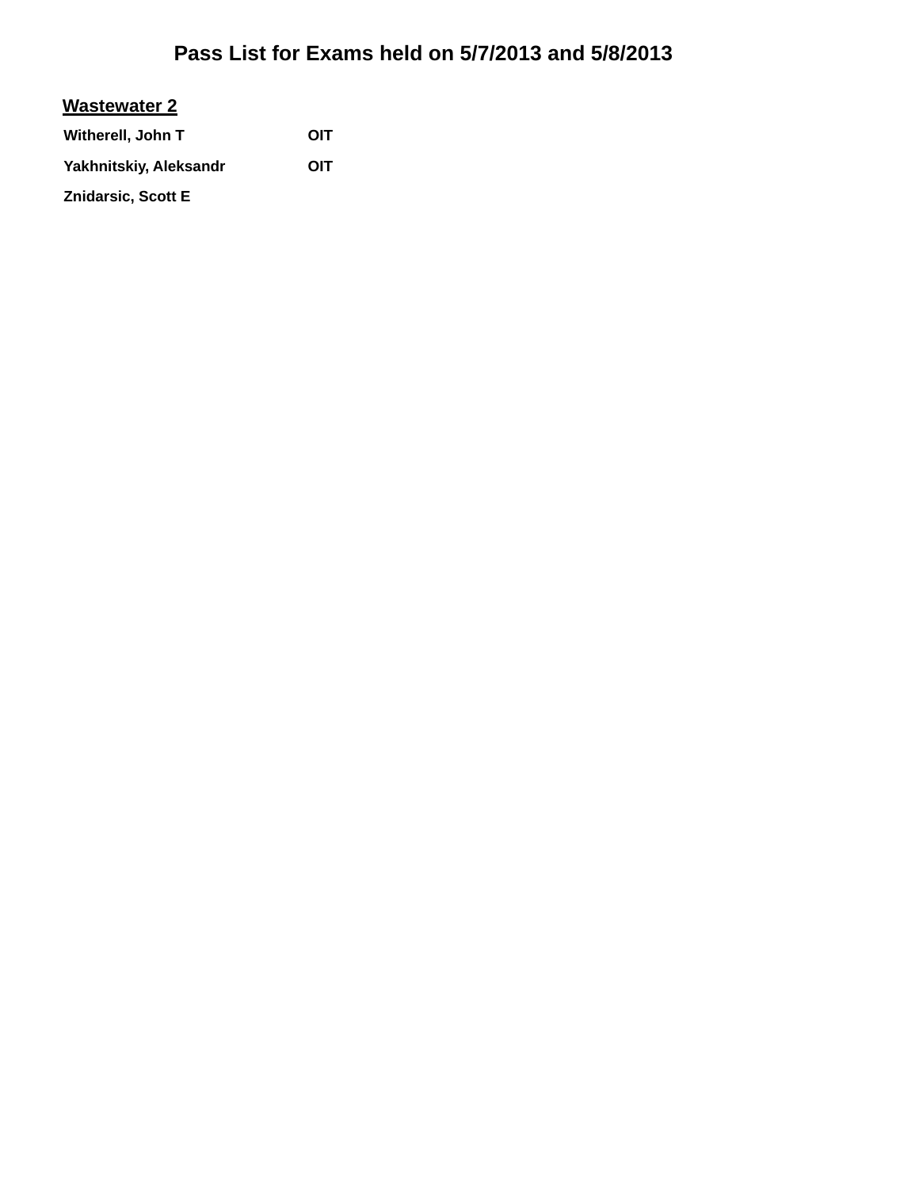# Pass List for Exams held on 5/7/2013 and 5/8/2013

## Wastewater 2

| | |
|---|---|
| **Witherell, John T** | **OIT** |
| **Yakhnitskiy, Aleksandr** | **OIT** |
| **Znidarsic, Scott E** | |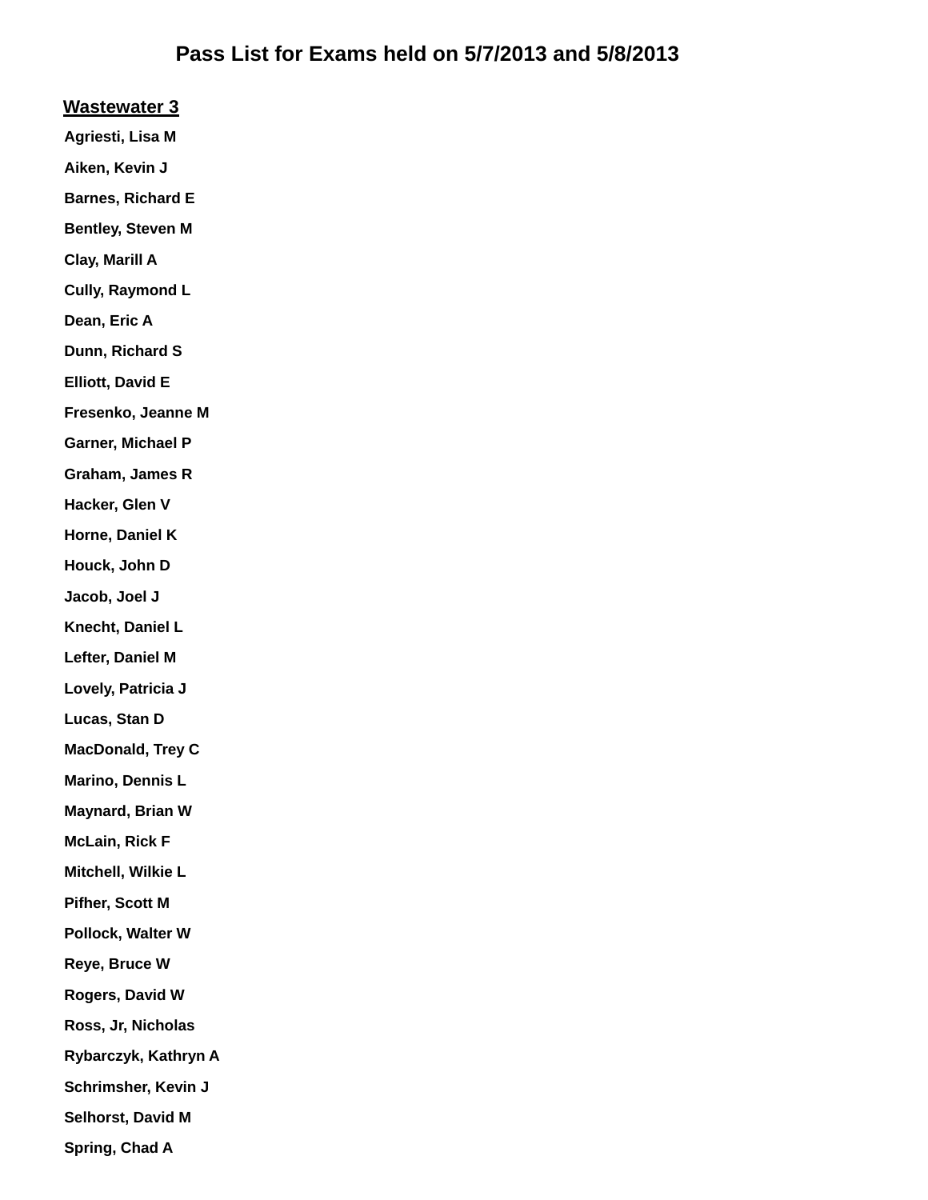# Pass List for Exams held on 5/7/2013 and 5/8/2013

## Wastewater 3

**Agriesti, Lisa M**

**Aiken, Kevin J**

**Barnes, Richard E**

**Bentley, Steven M**

**Clay, Marill A**

**Cully, Raymond L**

**Dean, Eric A**

**Dunn, Richard S**

**Elliott, David E**

**Fresenko, Jeanne M**

**Garner, Michael P**

**Graham, James R**

**Hacker, Glen V**

**Horne, Daniel K**

**Houck, John D**

**Jacob, Joel J**

**Knecht, Daniel L**

**Lefter, Daniel M**

**Lovely, Patricia J**

**Lucas, Stan D**

**MacDonald, Trey C**

**Marino, Dennis L**

**Maynard, Brian W**

**McLain, Rick F**

**Mitchell, Wilkie L**

**Pifher, Scott M**

**Pollock, Walter W**

**Reye, Bruce W**

**Rogers, David W**

**Ross, Jr, Nicholas**

**Rybarczyk, Kathryn A**

**Schrimsher, Kevin J**

**Selhorst, David M**

**Spring, Chad A**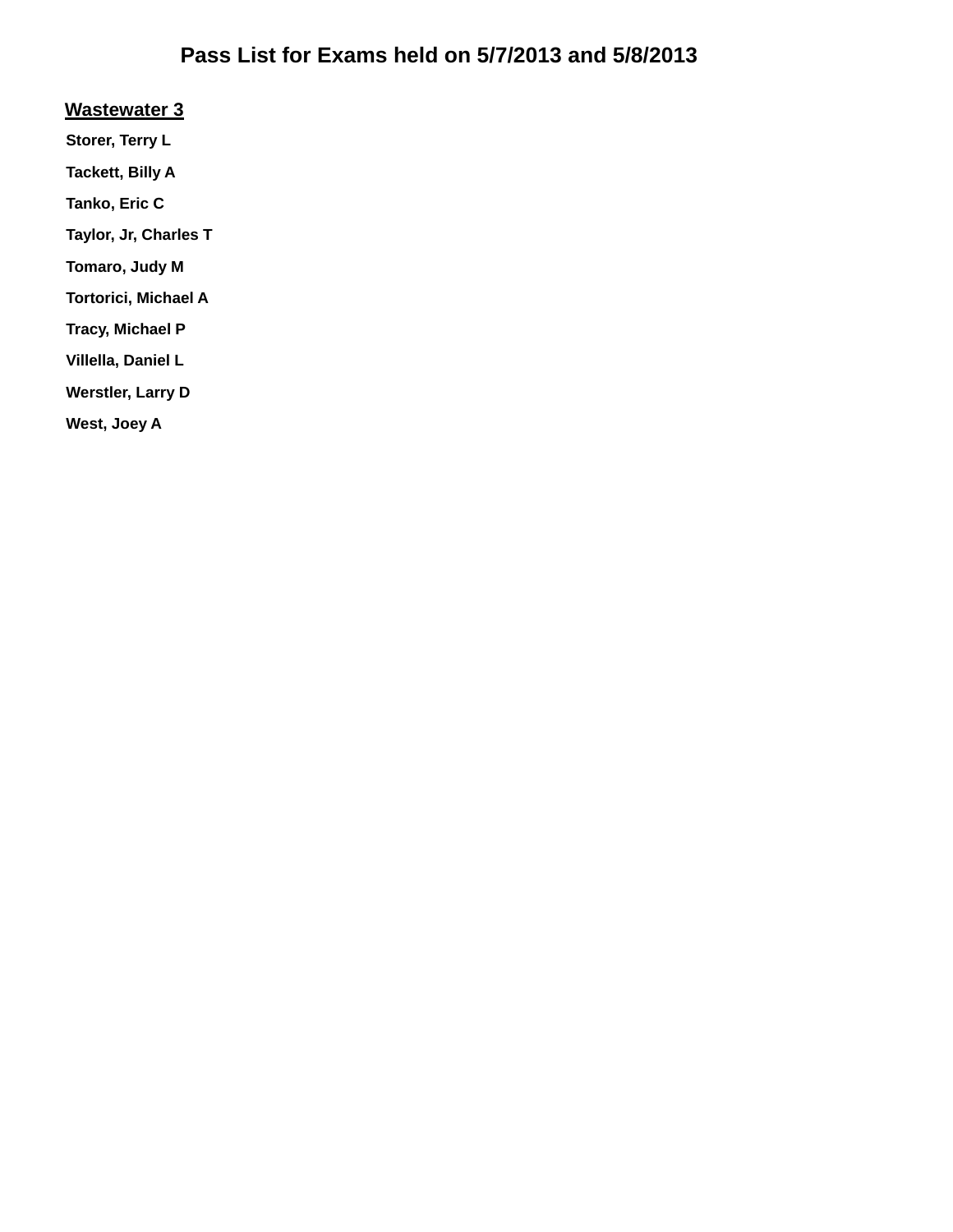# Pass List for Exams held on 5/7/2013 and 5/8/2013

## Wastewater 3

**Storer, Terry L**

**Tackett, Billy A**

**Tanko, Eric C**

**Taylor, Jr, Charles T**

**Tomaro, Judy M**

**Tortorici, Michael A**

**Tracy, Michael P**

**Villella, Daniel L**

**Werstler, Larry D**

**West, Joey A**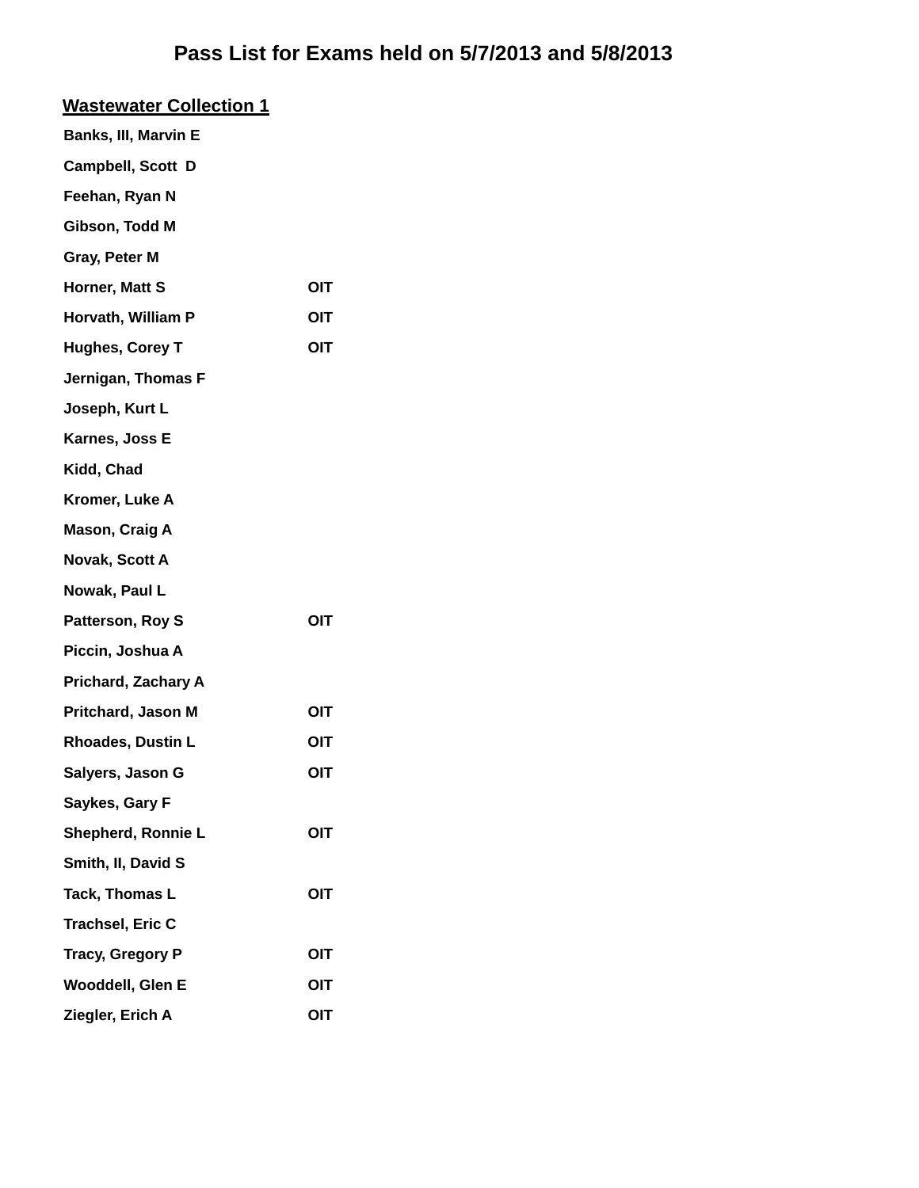# Pass List for Exams held on 5/7/2013 and 5/8/2013

## Wastewater Collection 1

| Name | |
|---|---|
| Banks, III, Marvin E | |
| Campbell, Scott D | |
| Feehan, Ryan N | |
| Gibson, Todd M | |
| Gray, Peter M | |
| Horner, Matt S | OIT |
| Horvath, William P | OIT |
| Hughes, Corey T | OIT |
| Jernigan, Thomas F | |
| Joseph, Kurt L | |
| Karnes, Joss E | |
| Kidd, Chad | |
| Kromer, Luke A | |
| Mason, Craig A | |
| Novak, Scott A | |
| Nowak, Paul L | |
| Patterson, Roy S | OIT |
| Piccin, Joshua A | |
| Prichard, Zachary A | |
| Pritchard, Jason M | OIT |
| Rhoades, Dustin L | OIT |
| Salyers, Jason G | OIT |
| Saykes, Gary F | |
| Shepherd, Ronnie L | OIT |
| Smith, II, David S | |
| Tack, Thomas L | OIT |
| Trachsel, Eric C | |
| Tracy, Gregory P | OIT |
| Wooddell, Glen E | OIT |
| Ziegler, Erich A | OIT |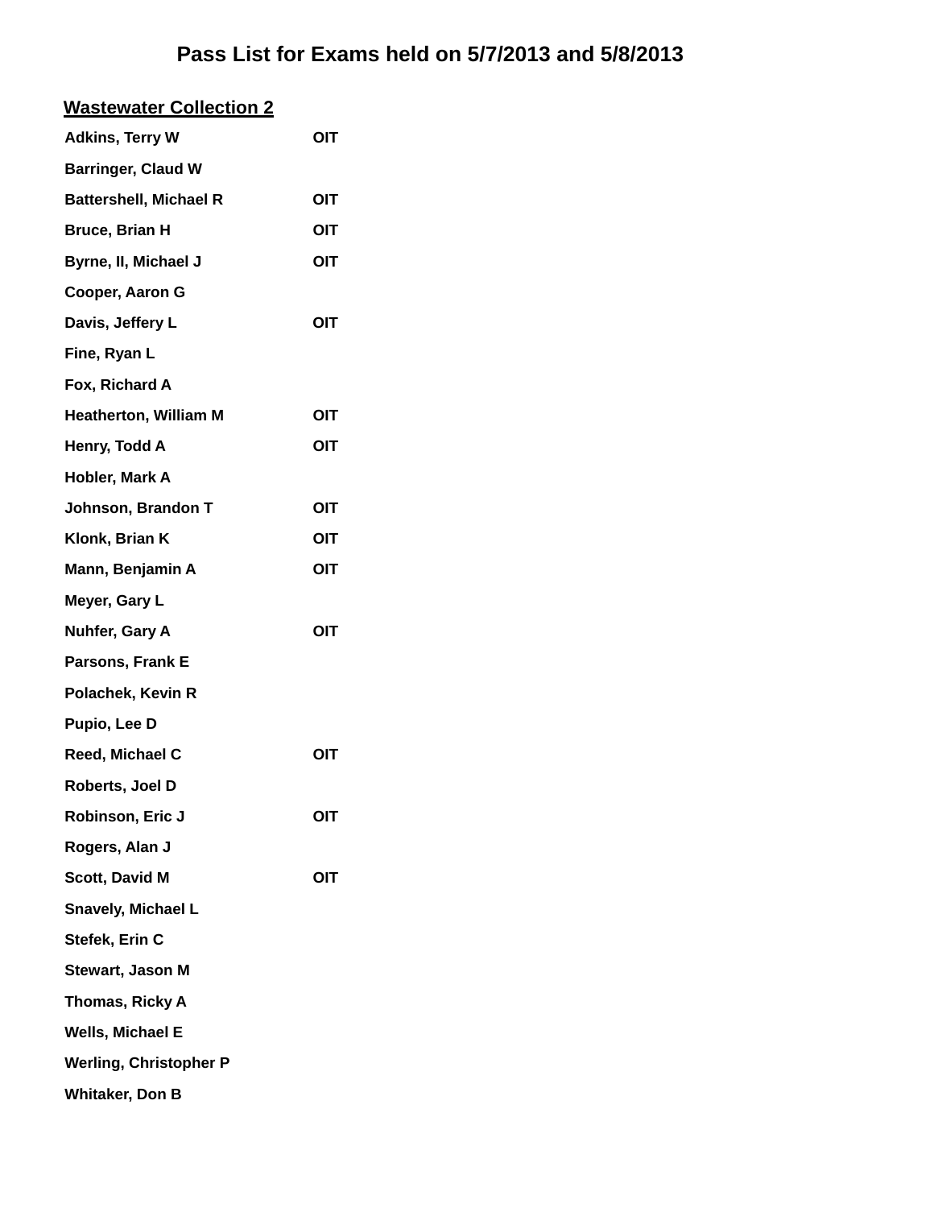# Pass List for Exams held on 5/7/2013 and 5/8/2013

## Wastewater Collection 2

| Name | |
|---|---|
| Adkins, Terry W | OIT |
| Barringer, Claud W | |
| Battershell, Michael R | OIT |
| Bruce, Brian H | OIT |
| Byrne, II, Michael J | OIT |
| Cooper, Aaron G | |
| Davis, Jeffery L | OIT |
| Fine, Ryan L | |
| Fox, Richard A | |
| Heatherton, William M | OIT |
| Henry, Todd A | OIT |
| Hobler, Mark A | |
| Johnson, Brandon T | OIT |
| Klonk, Brian K | OIT |
| Mann, Benjamin A | OIT |
| Meyer, Gary L | |
| Nuhfer, Gary A | OIT |
| Parsons, Frank E | |
| Polachek, Kevin R | |
| Pupio, Lee D | |
| Reed, Michael C | OIT |
| Roberts, Joel D | |
| Robinson, Eric J | OIT |
| Rogers, Alan J | |
| Scott, David M | OIT |
| Snavely, Michael L | |
| Stefek, Erin C | |
| Stewart, Jason M | |
| Thomas, Ricky A | |
| Wells, Michael E | |
| Werling, Christopher P | |
| Whitaker, Don B | |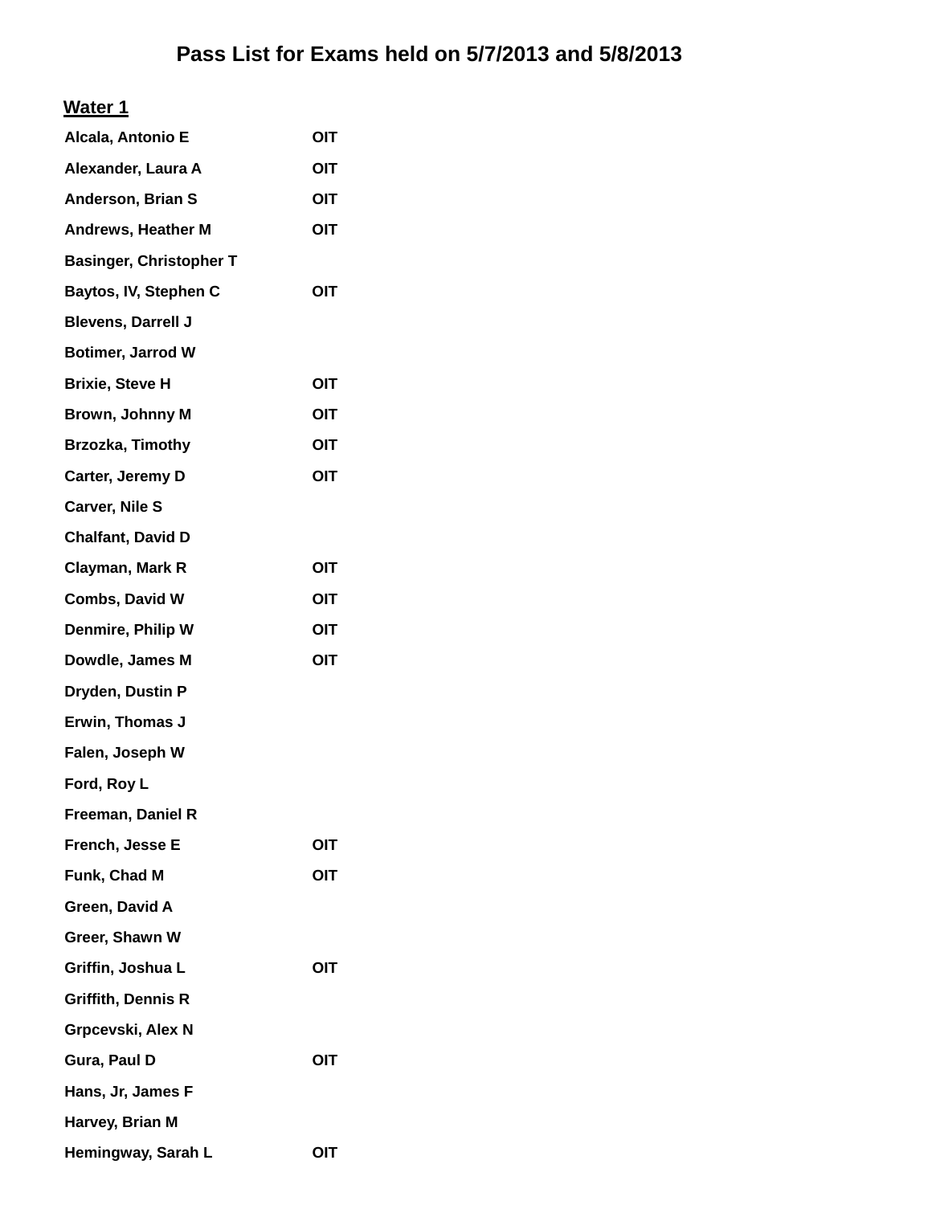# Pass List for Exams held on 5/7/2013 and 5/8/2013

## Water 1

| | |
|---|---|
| Alcala, Antonio E | OIT |
| Alexander, Laura A | OIT |
| Anderson, Brian S | OIT |
| Andrews, Heather M | OIT |
| Basinger, Christopher T | |
| Baytos, IV, Stephen C | OIT |
| Blevens, Darrell J | |
| Botimer, Jarrod W | |
| Brixie, Steve H | OIT |
| Brown, Johnny M | OIT |
| Brzozka, Timothy | OIT |
| Carter, Jeremy D | OIT |
| Carver, Nile S | |
| Chalfant, David D | |
| Clayman, Mark R | OIT |
| Combs, David W | OIT |
| Denmire, Philip W | OIT |
| Dowdle, James M | OIT |
| Dryden, Dustin P | |
| Erwin, Thomas J | |
| Falen, Joseph W | |
| Ford, Roy L | |
| Freeman, Daniel R | |
| French, Jesse E | OIT |
| Funk, Chad M | OIT |
| Green, David A | |
| Greer, Shawn W | |
| Griffin, Joshua L | OIT |
| Griffith, Dennis R | |
| Grpcevski, Alex N | |
| Gura, Paul D | OIT |
| Hans, Jr, James F | |
| Harvey, Brian M | |
| Hemingway, Sarah L | OIT |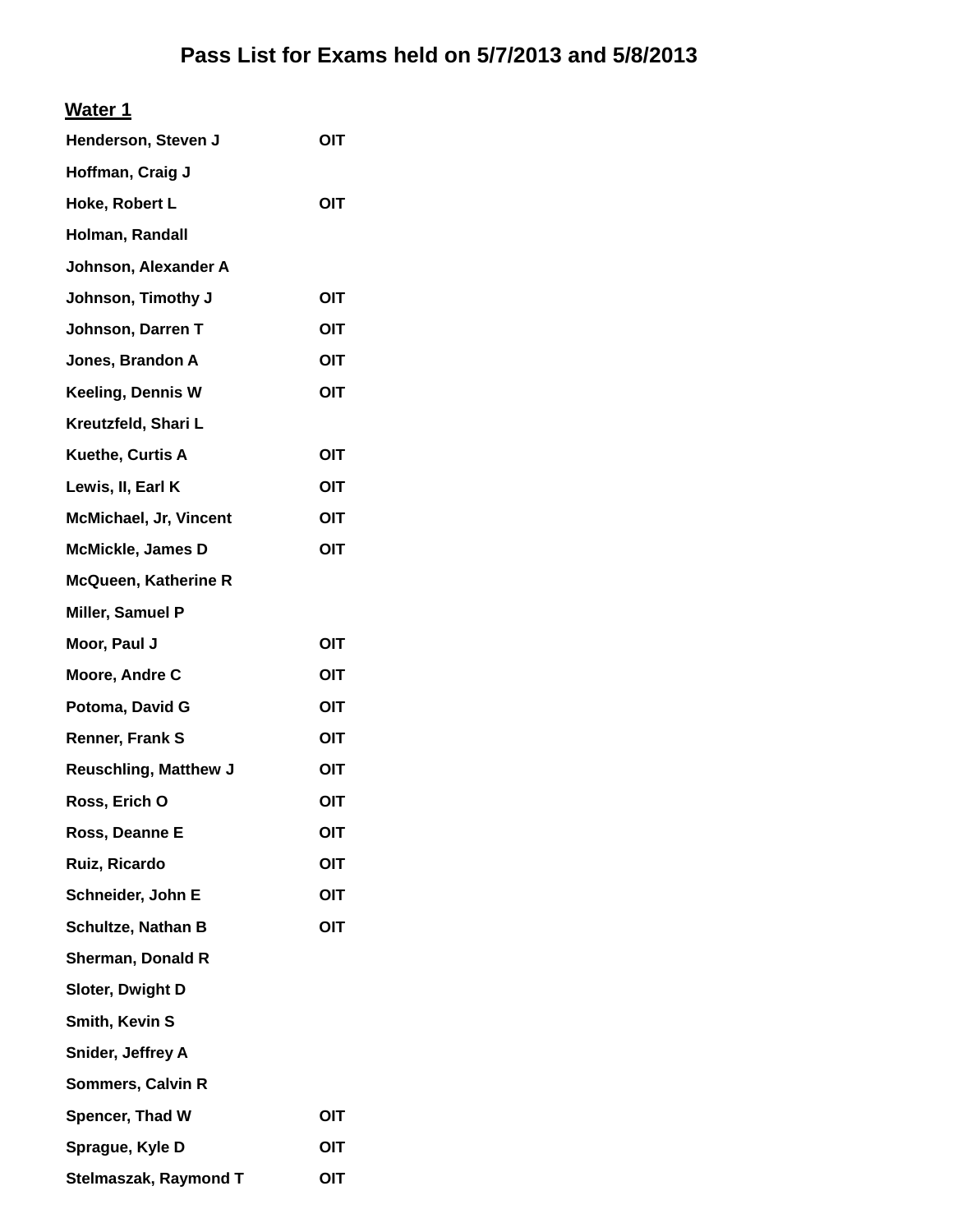# Pass List for Exams held on 5/7/2013 and 5/8/2013

## Water 1

| | |
|---|---|
| **Henderson, Steven J** | **OIT** |
| **Hoffman, Craig J** | |
| **Hoke, Robert L** | **OIT** |
| **Holman, Randall** | |
| **Johnson, Alexander A** | |
| **Johnson, Timothy J** | **OIT** |
| **Johnson, Darren T** | **OIT** |
| **Jones, Brandon A** | **OIT** |
| **Keeling, Dennis W** | **OIT** |
| **Kreutzfeld, Shari L** | |
| **Kuethe, Curtis A** | **OIT** |
| **Lewis, II, Earl K** | **OIT** |
| **McMichael, Jr, Vincent** | **OIT** |
| **McMickle, James D** | **OIT** |
| **McQueen, Katherine R** | |
| **Miller, Samuel P** | |
| **Moor, Paul J** | **OIT** |
| **Moore, Andre C** | **OIT** |
| **Potoma, David G** | **OIT** |
| **Renner, Frank S** | **OIT** |
| **Reuschling, Matthew J** | **OIT** |
| **Ross, Erich O** | **OIT** |
| **Ross, Deanne E** | **OIT** |
| **Ruiz, Ricardo** | **OIT** |
| **Schneider, John E** | **OIT** |
| **Schultze, Nathan B** | **OIT** |
| **Sherman, Donald R** | |
| **Sloter, Dwight D** | |
| **Smith, Kevin S** | |
| **Snider, Jeffrey A** | |
| **Sommers, Calvin R** | |
| **Spencer, Thad W** | **OIT** |
| **Sprague, Kyle D** | **OIT** |
| **Stelmaszak, Raymond T** | **OIT** |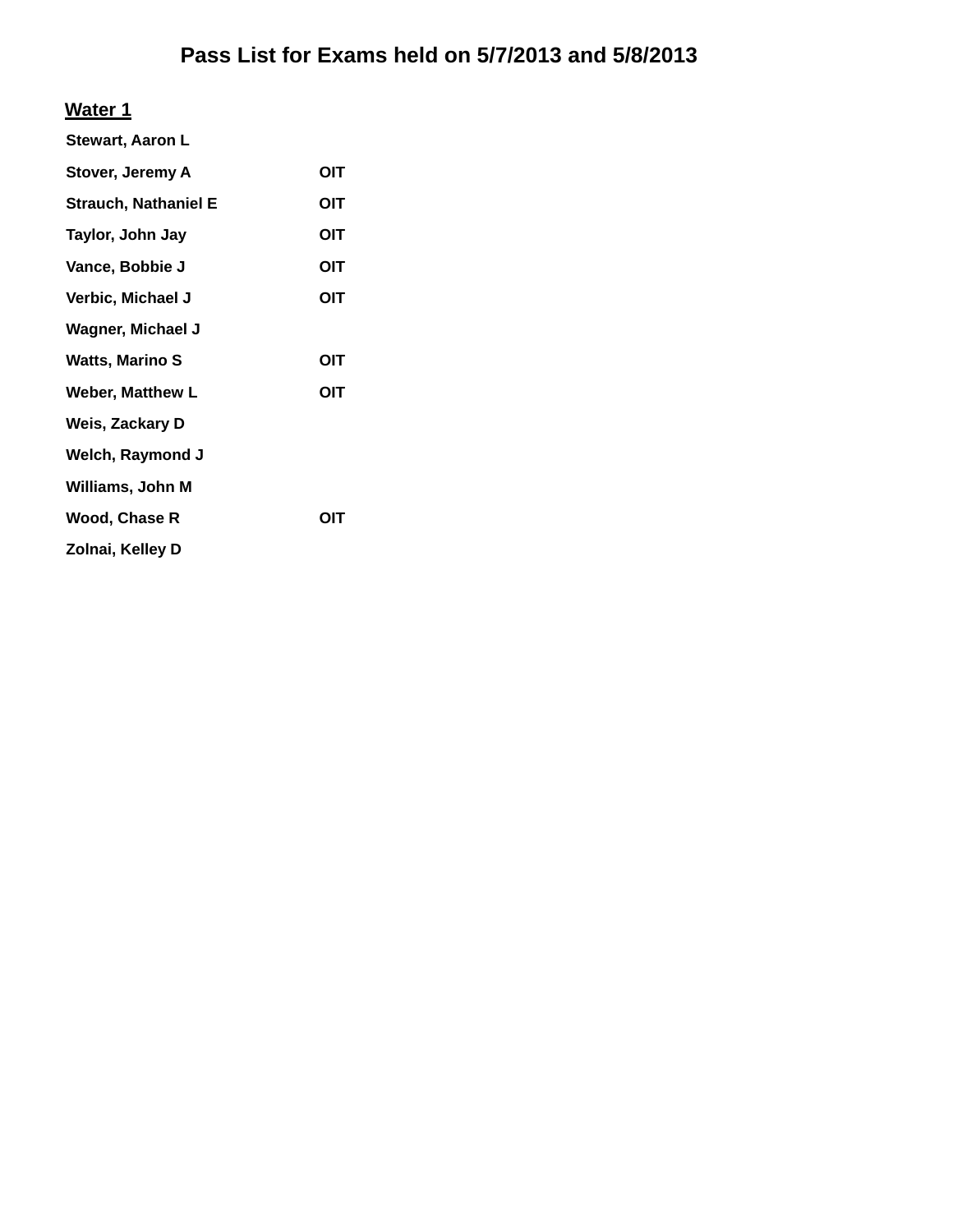# Pass List for Exams held on 5/7/2013 and 5/8/2013

## Water 1

| | |
|---|---|
| **Stewart, Aaron L** | |
| **Stover, Jeremy A** | **OIT** |
| **Strauch, Nathaniel E** | **OIT** |
| **Taylor, John Jay** | **OIT** |
| **Vance, Bobbie J** | **OIT** |
| **Verbic, Michael J** | **OIT** |
| **Wagner, Michael J** | |
| **Watts, Marino S** | **OIT** |
| **Weber, Matthew L** | **OIT** |
| **Weis, Zackary D** | |
| **Welch, Raymond J** | |
| **Williams, John M** | |
| **Wood, Chase R** | **OIT** |
| **Zolnai, Kelley D** | |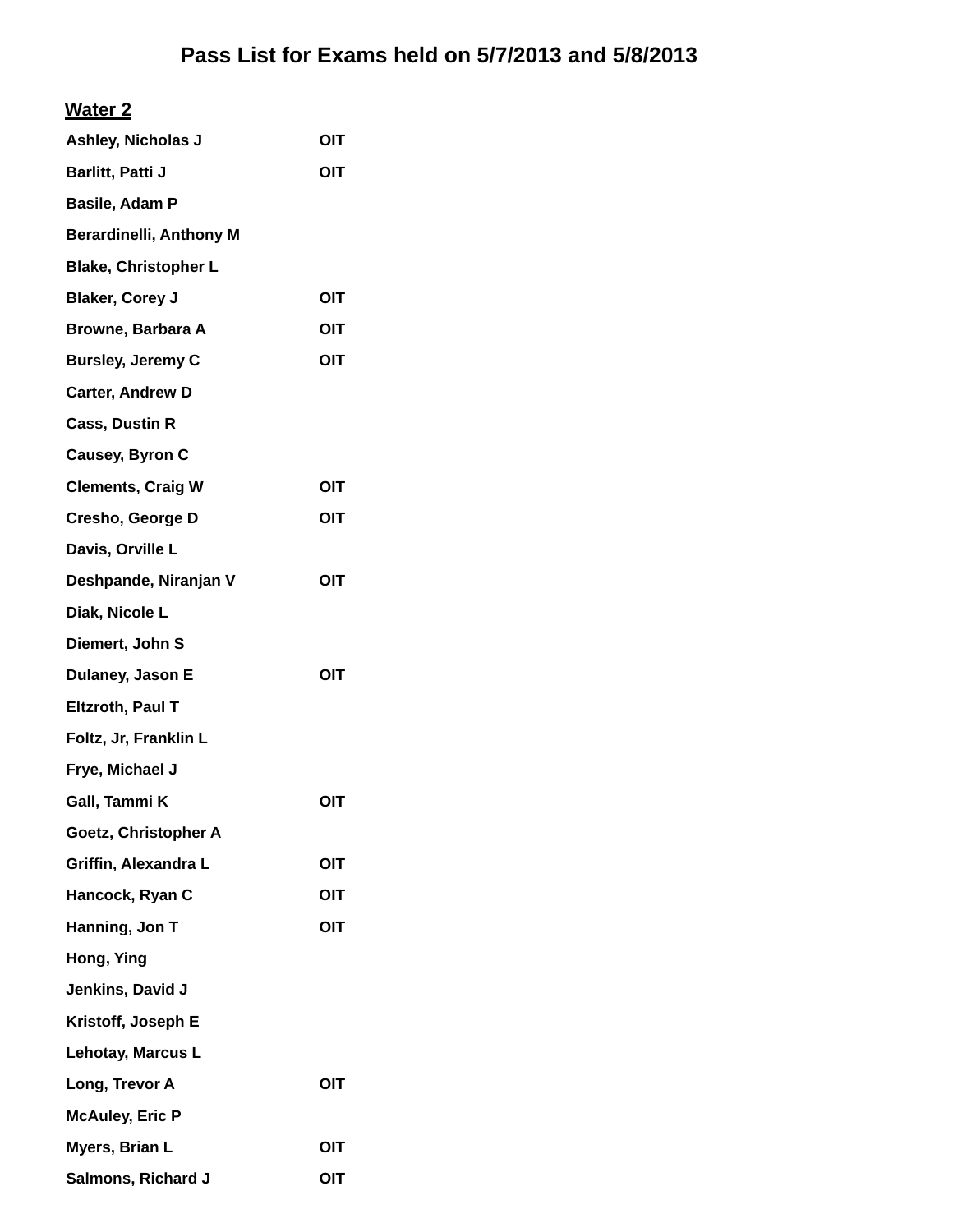# Pass List for Exams held on 5/7/2013 and 5/8/2013

## Water 2

| | |
|---|---|
| Ashley, Nicholas J | OIT |
| Barlitt, Patti J | OIT |
| Basile, Adam P | |
| Berardinelli, Anthony M | |
| Blake, Christopher L | |
| Blaker, Corey J | OIT |
| Browne, Barbara A | OIT |
| Bursley, Jeremy C | OIT |
| Carter, Andrew D | |
| Cass, Dustin R | |
| Causey, Byron C | |
| Clements, Craig W | OIT |
| Cresho, George D | OIT |
| Davis, Orville L | |
| Deshpande, Niranjan V | OIT |
| Diak, Nicole L | |
| Diemert, John S | |
| Dulaney, Jason E | OIT |
| Eltzroth, Paul T | |
| Foltz, Jr, Franklin L | |
| Frye, Michael J | |
| Gall, Tammi K | OIT |
| Goetz, Christopher A | |
| Griffin, Alexandra L | OIT |
| Hancock, Ryan C | OIT |
| Hanning, Jon T | OIT |
| Hong, Ying | |
| Jenkins, David J | |
| Kristoff, Joseph E | |
| Lehotay, Marcus L | |
| Long, Trevor A | OIT |
| McAuley, Eric P | |
| Myers, Brian L | OIT |
| Salmons, Richard J | OIT |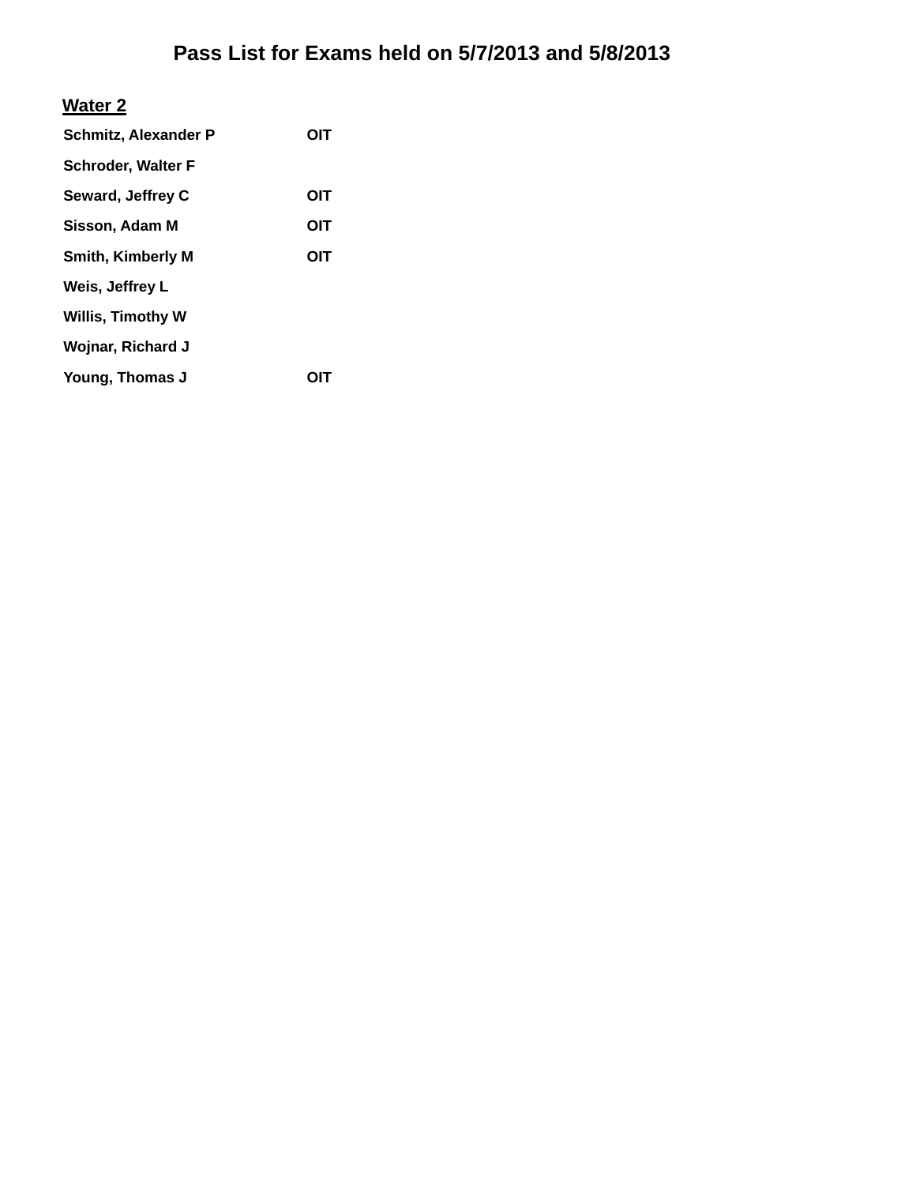# Pass List for Exams held on 5/7/2013 and 5/8/2013

## Water 2

| | |
|---|---|
| **Schmitz, Alexander P** | **OIT** |
| **Schroder, Walter F** | |
| **Seward, Jeffrey C** | **OIT** |
| **Sisson, Adam M** | **OIT** |
| **Smith, Kimberly M** | **OIT** |
| **Weis, Jeffrey L** | |
| **Willis, Timothy W** | |
| **Wojnar, Richard J** | |
| **Young, Thomas J** | **OIT** |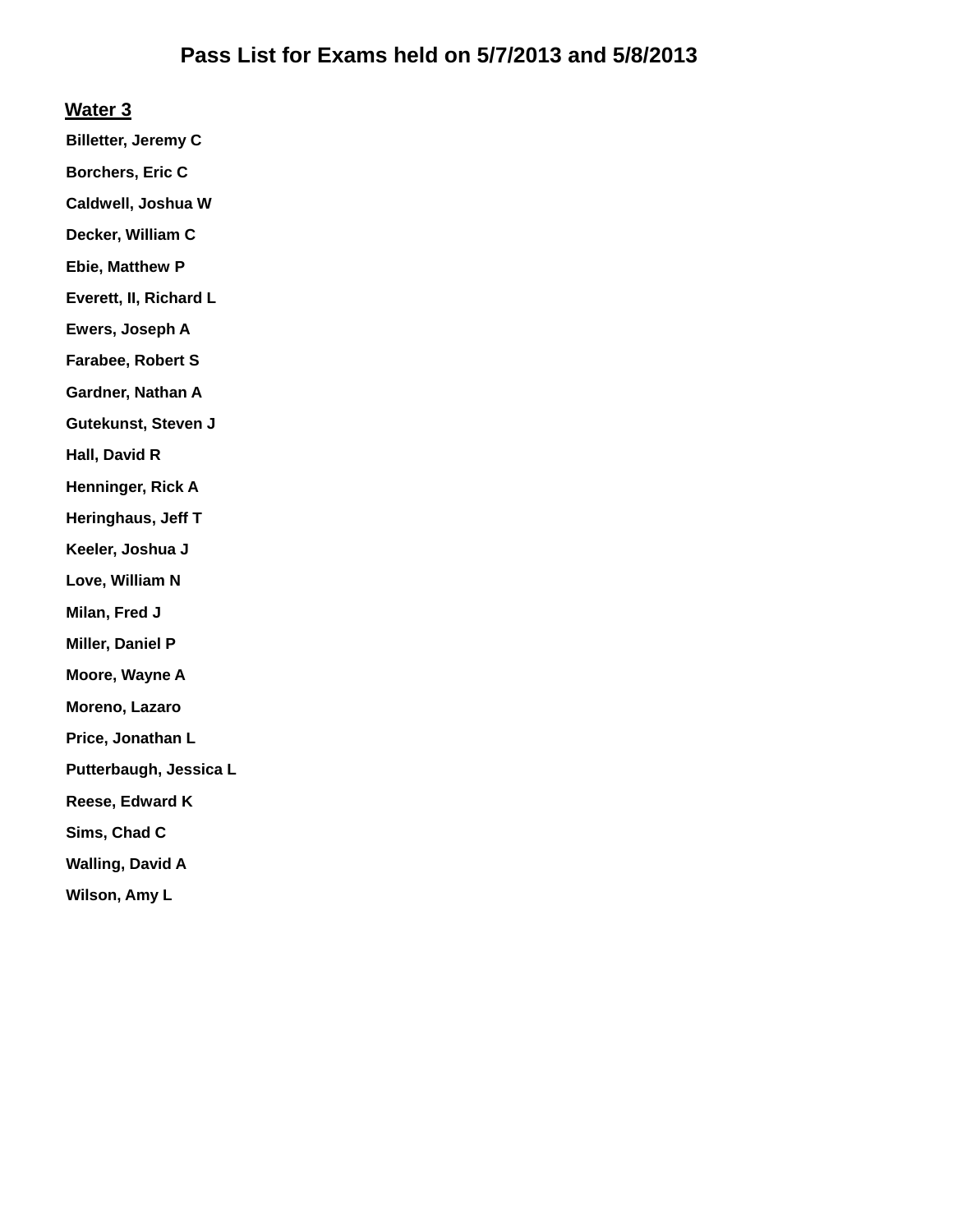# Pass List for Exams held on 5/7/2013 and 5/8/2013

## Water 3

**Billetter, Jeremy C**

**Borchers, Eric C**

**Caldwell, Joshua W**

**Decker, William C**

**Ebie, Matthew P**

**Everett, II, Richard L**

**Ewers, Joseph A**

**Farabee, Robert S**

**Gardner, Nathan A**

**Gutekunst, Steven J**

**Hall, David R**

**Henninger, Rick A**

**Heringhaus, Jeff T**

**Keeler, Joshua J**

**Love, William N**

**Milan, Fred J**

**Miller, Daniel P**

**Moore, Wayne A**

**Moreno, Lazaro**

**Price, Jonathan L**

**Putterbaugh, Jessica L**

**Reese, Edward K**

**Sims, Chad C**

**Walling, David A**

**Wilson, Amy L**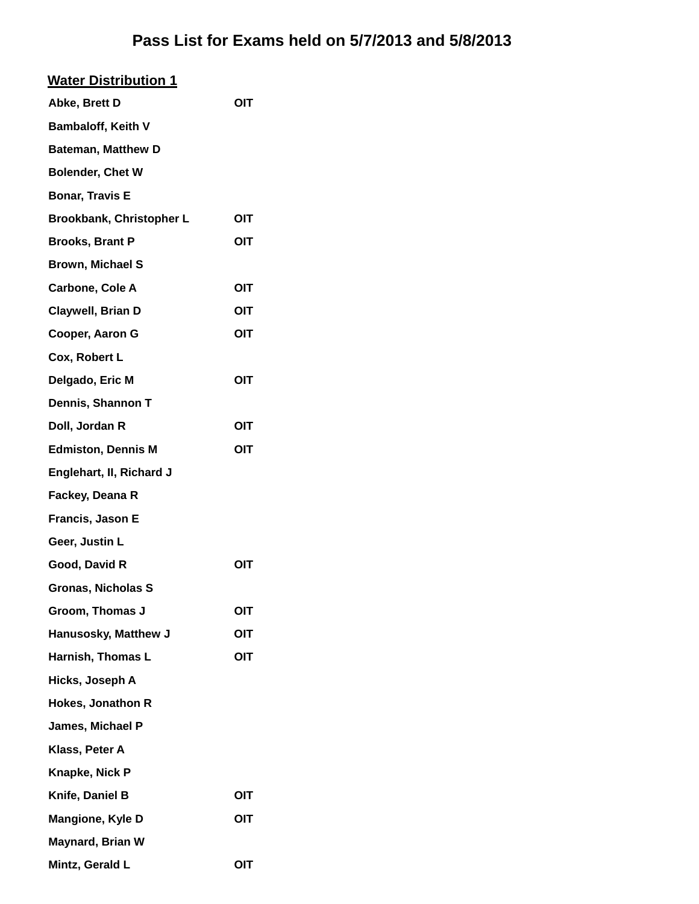# Pass List for Exams held on 5/7/2013 and 5/8/2013

## Water Distribution 1

| Name | |
|---|---|
| Abke, Brett D | OIT |
| Bambaloff, Keith V | |
| Bateman, Matthew D | |
| Bolender, Chet W | |
| Bonar, Travis E | |
| Brookbank, Christopher L | OIT |
| Brooks, Brant P | OIT |
| Brown, Michael S | |
| Carbone, Cole A | OIT |
| Claywell, Brian D | OIT |
| Cooper, Aaron G | OIT |
| Cox, Robert L | |
| Delgado, Eric M | OIT |
| Dennis, Shannon T | |
| Doll, Jordan R | OIT |
| Edmiston, Dennis M | OIT |
| Englehart, II, Richard J | |
| Fackey, Deana R | |
| Francis, Jason E | |
| Geer, Justin L | |
| Good, David R | OIT |
| Gronas, Nicholas S | |
| Groom, Thomas J | OIT |
| Hanusosky, Matthew J | OIT |
| Harnish, Thomas L | OIT |
| Hicks, Joseph A | |
| Hokes, Jonathon R | |
| James, Michael P | |
| Klass, Peter A | |
| Knapke, Nick P | |
| Knife, Daniel B | OIT |
| Mangione, Kyle D | OIT |
| Maynard, Brian W | |
| Mintz, Gerald L | OIT |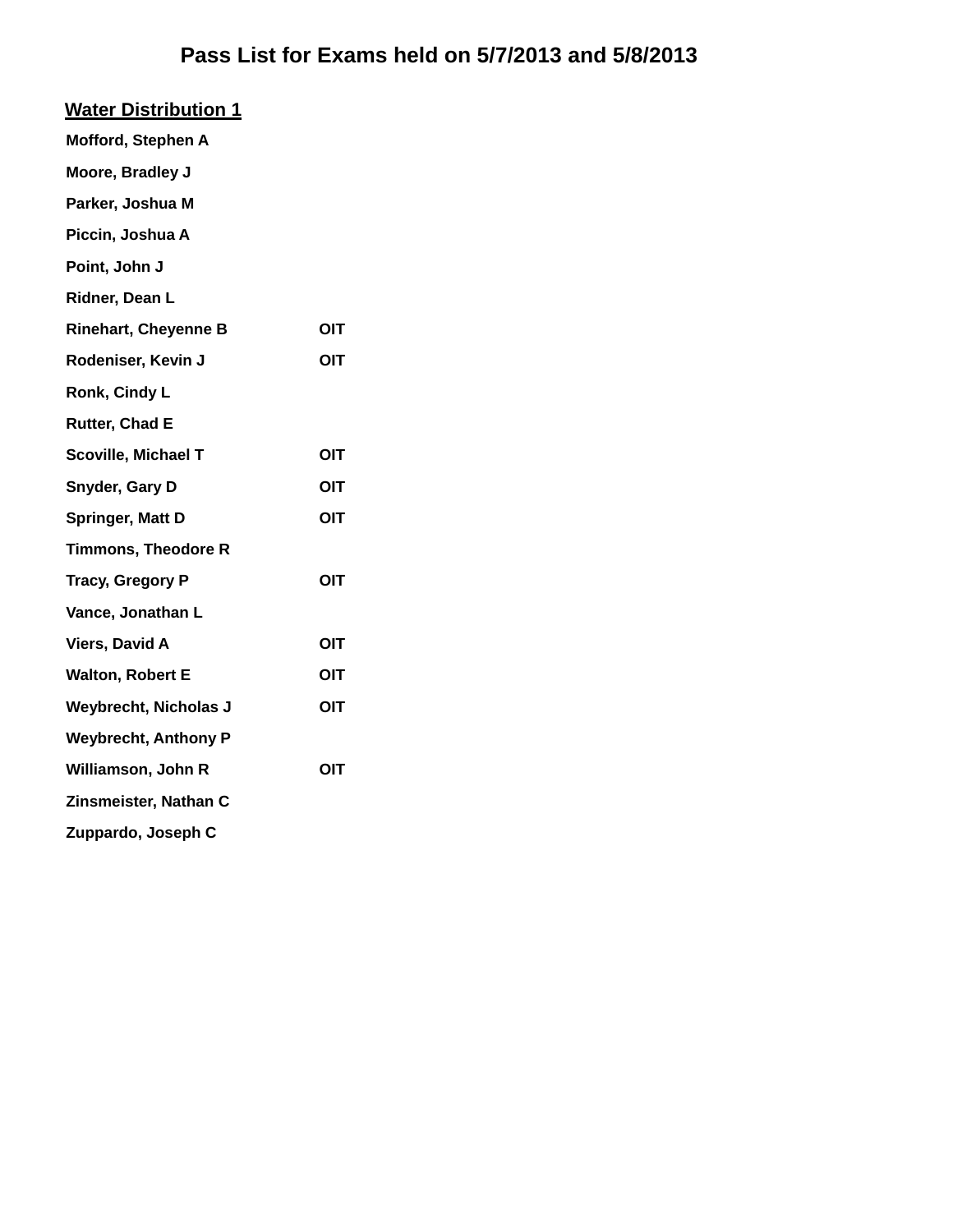# Pass List for Exams held on 5/7/2013 and 5/8/2013

## Water Distribution 1

| Name | |
|---|---|
| Mofford, Stephen A | |
| Moore, Bradley J | |
| Parker, Joshua M | |
| Piccin, Joshua A | |
| Point, John J | |
| Ridner, Dean L | |
| Rinehart, Cheyenne B | OIT |
| Rodeniser, Kevin J | OIT |
| Ronk, Cindy L | |
| Rutter, Chad E | |
| Scoville, Michael T | OIT |
| Snyder, Gary D | OIT |
| Springer, Matt D | OIT |
| Timmons, Theodore R | |
| Tracy, Gregory P | OIT |
| Vance, Jonathan L | |
| Viers, David A | OIT |
| Walton, Robert E | OIT |
| Weybrecht, Nicholas J | OIT |
| Weybrecht, Anthony P | |
| Williamson, John R | OIT |
| Zinsmeister, Nathan C | |
| Zuppardo, Joseph C | |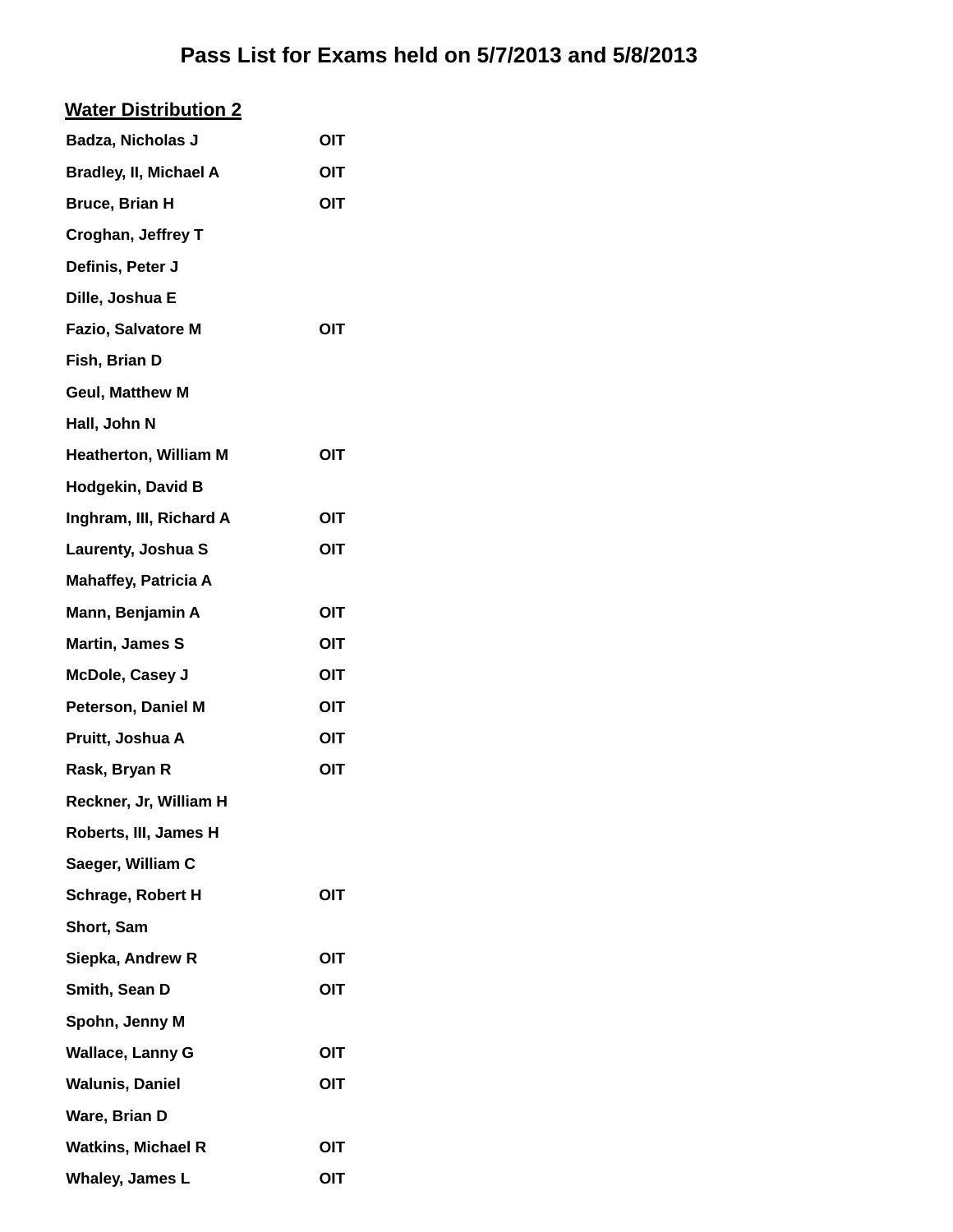# Pass List for Exams held on 5/7/2013 and 5/8/2013

## Water Distribution 2

| | |
|---|---|
| Badza, Nicholas J | OIT |
| Bradley, II, Michael A | OIT |
| Bruce, Brian H | OIT |
| Croghan, Jeffrey T | |
| Definis, Peter J | |
| Dille, Joshua E | |
| Fazio, Salvatore M | OIT |
| Fish, Brian D | |
| Geul, Matthew M | |
| Hall, John N | |
| Heatherton, William M | OIT |
| Hodgekin, David B | |
| Inghram, III, Richard A | OIT |
| Laurenty, Joshua S | OIT |
| Mahaffey, Patricia A | |
| Mann, Benjamin A | OIT |
| Martin, James S | OIT |
| McDole, Casey J | OIT |
| Peterson, Daniel M | OIT |
| Pruitt, Joshua A | OIT |
| Rask, Bryan R | OIT |
| Reckner, Jr, William H | |
| Roberts, III, James H | |
| Saeger, William C | |
| Schrage, Robert H | OIT |
| Short, Sam | |
| Siepka, Andrew R | OIT |
| Smith, Sean D | OIT |
| Spohn, Jenny M | |
| Wallace, Lanny G | OIT |
| Walunis, Daniel | OIT |
| Ware, Brian D | |
| Watkins, Michael R | OIT |
| Whaley, James L | OIT |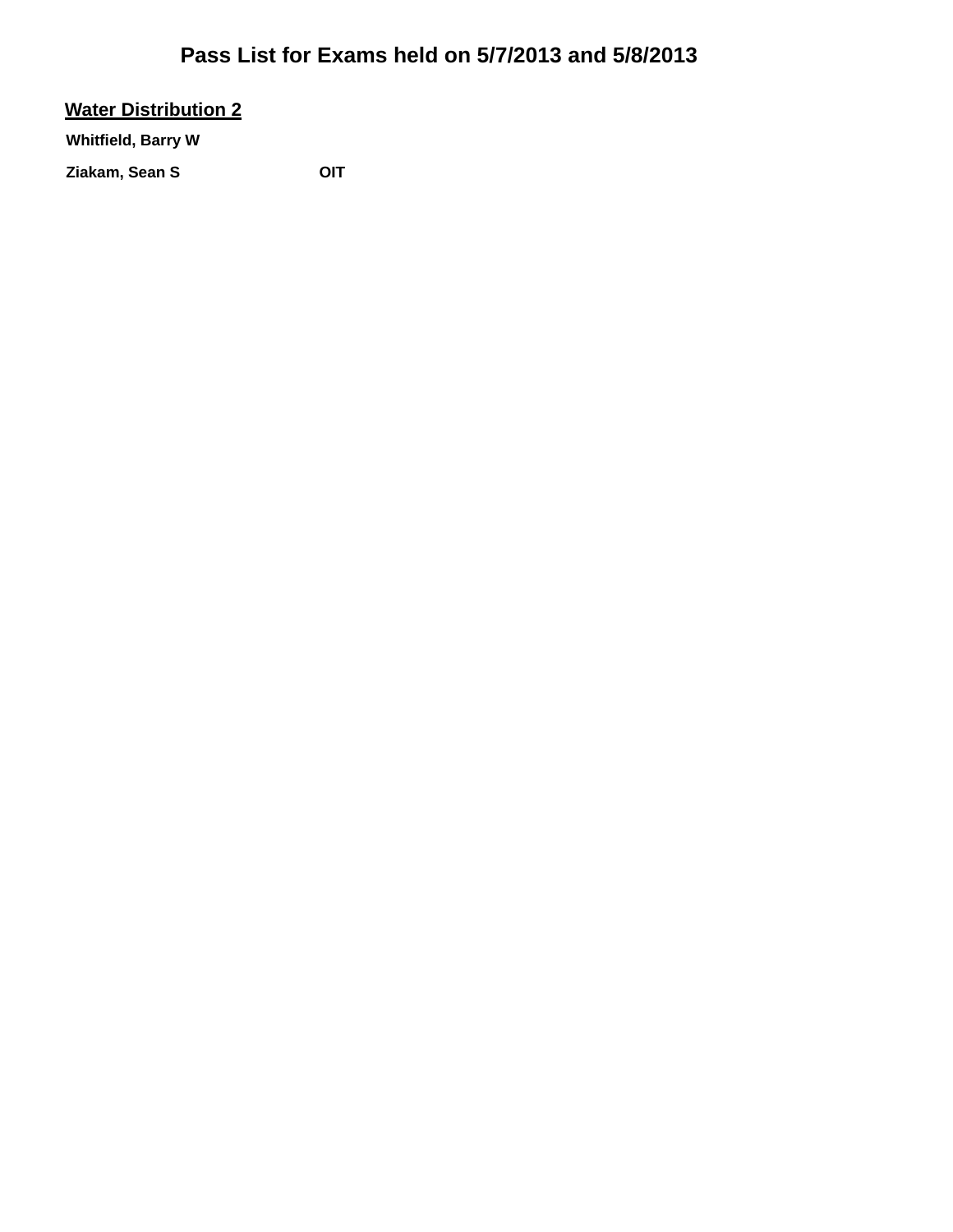# Pass List for Exams held on 5/7/2013 and 5/8/2013

## Water Distribution 2

| | |
|---|---|
| **Whitfield, Barry W** | |
| **Ziakam, Sean S** | **OIT** |